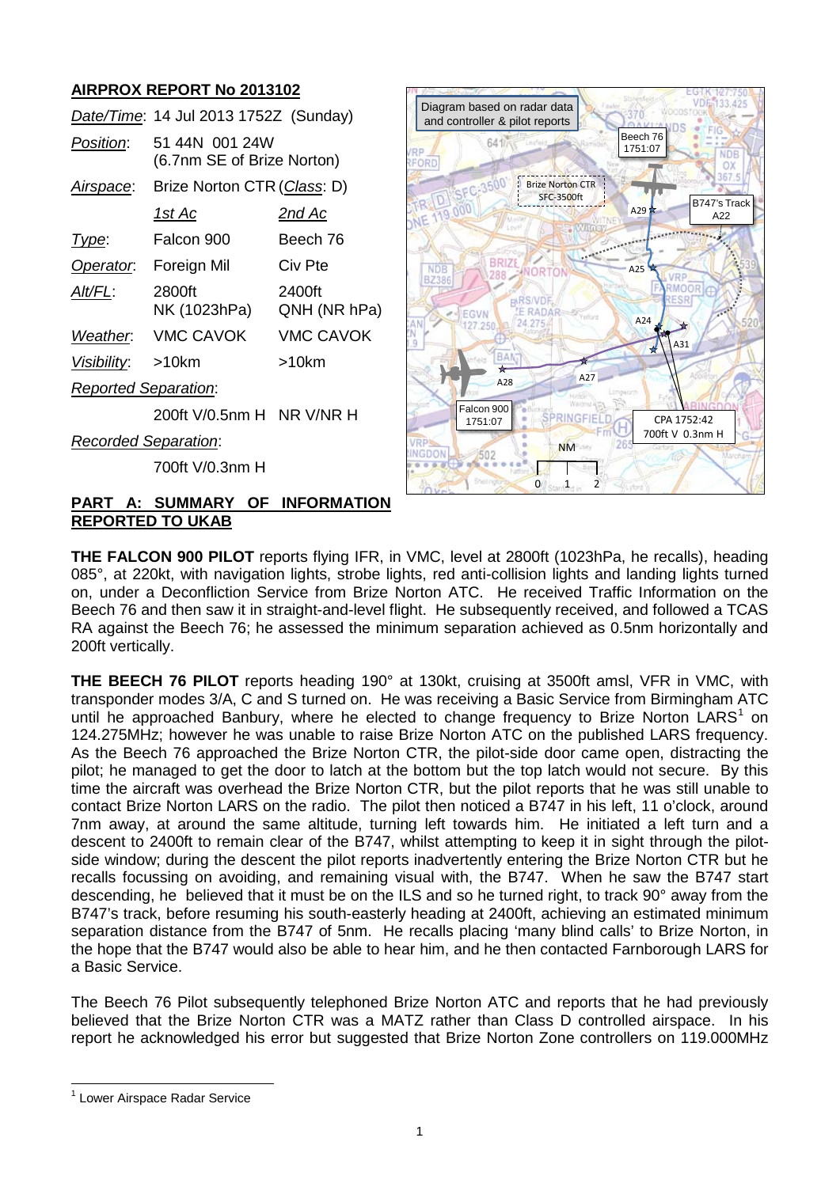## AIRPROX REPORT No 2013102

| | | |
|---|---|---|
| *Date/Time*: | 14 Jul 2013 1752Z (Sunday) | |
| *Position*: | 51 44N 001 24W (6.7nm SE of Brize Norton) | |
| *Airspace*: | Brize Norton CTR (*Class*: D) | |
| | *1st Ac* | *2nd Ac* |
| *Type*: | Falcon 900 | Beech 76 |
| *Operator*: | Foreign Mil | Civ Pte |
| *Alt/FL*: | 2800ft NK (1023hPa) | 2400ft QNH (NR hPa) |
| *Weather*: | VMC CAVOK | VMC CAVOK |
| *Visibility*: | >10km | >10km |
| *Reported Separation*: | | |
| | 200ft V/0.5nm H | NR V/NR H |
| *Recorded Separation*: | | |
| | 700ft V/0.3nm H | |

Diagram based on radar data and controller & pilot reports

### PART A: SUMMARY OF INFORMATION REPORTED TO UKAB

**THE FALCON 900 PILOT** reports flying IFR, in VMC, level at 2800ft (1023hPa, he recalls), heading 085°, at 220kt, with navigation lights, strobe lights, red anti-collision lights and landing lights turned on, under a Deconfliction Service from Brize Norton ATC. He received Traffic Information on the Beech 76 and then saw it in straight-and-level flight. He subsequently received, and followed a TCAS RA against the Beech 76; he assessed the minimum separation achieved as 0.5nm horizontally and 200ft vertically.

**THE BEECH 76 PILOT** reports heading 190° at 130kt, cruising at 3500ft amsl, VFR in VMC, with transponder modes 3/A, C and S turned on. He was receiving a Basic Service from Birmingham ATC until he approached Banbury, where he elected to change frequency to Brize Norton LARS[1] on 124.275MHz; however he was unable to raise Brize Norton ATC on the published LARS frequency. As the Beech 76 approached the Brize Norton CTR, the pilot-side door came open, distracting the pilot; he managed to get the door to latch at the bottom but the top latch would not secure. By this time the aircraft was overhead the Brize Norton CTR, but the pilot reports that he was still unable to contact Brize Norton LARS on the radio. The pilot then noticed a B747 in his left, 11 o'clock, around 7nm away, at around the same altitude, turning left towards him. He initiated a left turn and a descent to 2400ft to remain clear of the B747, whilst attempting to keep it in sight through the pilot-side window; during the descent the pilot reports inadvertently entering the Brize Norton CTR but he recalls focussing on avoiding, and remaining visual with, the B747. When he saw the B747 start descending, he believed that it must be on the ILS and so he turned right, to track 90° away from the B747's track, before resuming his south-easterly heading at 2400ft, achieving an estimated minimum separation distance from the B747 of 5nm. He recalls placing 'many blind calls' to Brize Norton, in the hope that the B747 would also be able to hear him, and he then contacted Farnborough LARS for a Basic Service.

The Beech 76 Pilot subsequently telephoned Brize Norton ATC and reports that he had previously believed that the Brize Norton CTR was a MATZ rather than Class D controlled airspace. In his report he acknowledged his error but suggested that Brize Norton Zone controllers on 119.000MHz

[1] Lower Airspace Radar Service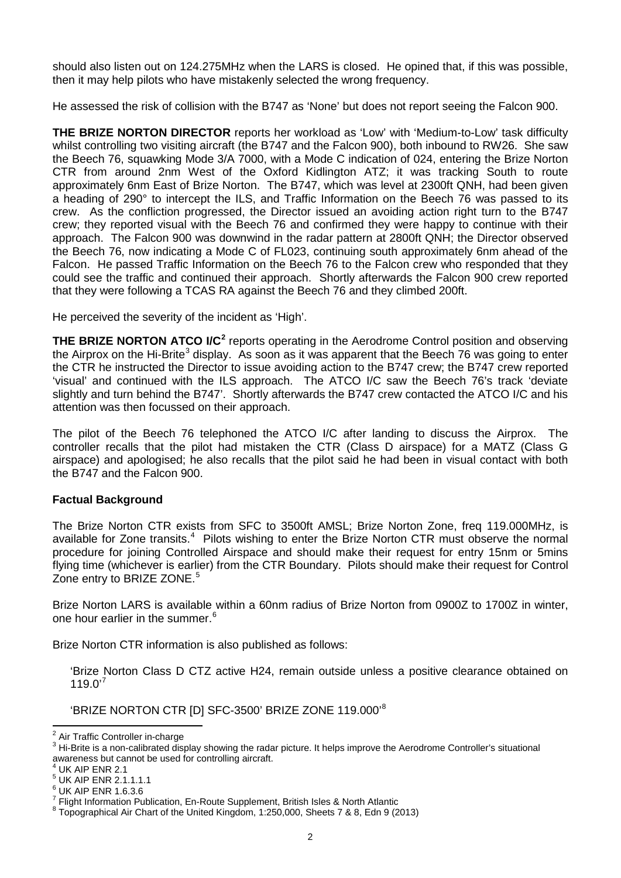should also listen out on 124.275MHz when the LARS is closed. He opined that, if this was possible, then it may help pilots who have mistakenly selected the wrong frequency.

He assessed the risk of collision with the B747 as 'None' but does not report seeing the Falcon 900.

**THE BRIZE NORTON DIRECTOR** reports her workload as 'Low' with 'Medium-to-Low' task difficulty whilst controlling two visiting aircraft (the B747 and the Falcon 900), both inbound to RW26. She saw the Beech 76, squawking Mode 3/A 7000, with a Mode C indication of 024, entering the Brize Norton CTR from around 2nm West of the Oxford Kidlington ATZ; it was tracking South to route approximately 6nm East of Brize Norton. The B747, which was level at 2300ft QNH, had been given a heading of 290° to intercept the ILS, and Traffic Information on the Beech 76 was passed to its crew. As the confliction progressed, the Director issued an avoiding action right turn to the B747 crew; they reported visual with the Beech 76 and confirmed they were happy to continue with their approach. The Falcon 900 was downwind in the radar pattern at 2800ft QNH; the Director observed the Beech 76, now indicating a Mode C of FL023, continuing south approximately 6nm ahead of the Falcon. He passed Traffic Information on the Beech 76 to the Falcon crew who responded that they could see the traffic and continued their approach. Shortly afterwards the Falcon 900 crew reported that they were following a TCAS RA against the Beech 76 and they climbed 200ft.

He perceived the severity of the incident as 'High'.

**THE BRIZE NORTON ATCO I/C**[2] reports operating in the Aerodrome Control position and observing the Airprox on the Hi-Brite[3] display. As soon as it was apparent that the Beech 76 was going to enter the CTR he instructed the Director to issue avoiding action to the B747 crew; the B747 crew reported 'visual' and continued with the ILS approach. The ATCO I/C saw the Beech 76's track 'deviate slightly and turn behind the B747'. Shortly afterwards the B747 crew contacted the ATCO I/C and his attention was then focussed on their approach.

The pilot of the Beech 76 telephoned the ATCO I/C after landing to discuss the Airprox. The controller recalls that the pilot had mistaken the CTR (Class D airspace) for a MATZ (Class G airspace) and apologised; he also recalls that the pilot said he had been in visual contact with both the B747 and the Falcon 900.

## Factual Background

The Brize Norton CTR exists from SFC to 3500ft AMSL; Brize Norton Zone, freq 119.000MHz, is available for Zone transits.[4] Pilots wishing to enter the Brize Norton CTR must observe the normal procedure for joining Controlled Airspace and should make their request for entry 15nm or 5mins flying time (whichever is earlier) from the CTR Boundary. Pilots should make their request for Control Zone entry to BRIZE ZONE.[5]

Brize Norton LARS is available within a 60nm radius of Brize Norton from 0900Z to 1700Z in winter, one hour earlier in the summer.[6]

Brize Norton CTR information is also published as follows:

> 'Brize Norton Class D CTZ active H24, remain outside unless a positive clearance obtained on 119.0'[7]
>
> 'BRIZE NORTON CTR [D] SFC-3500' BRIZE ZONE 119.000'[8]

---

[2] Air Traffic Controller in-charge

[3] Hi-Brite is a non-calibrated display showing the radar picture. It helps improve the Aerodrome Controller's situational awareness but cannot be used for controlling aircraft.

[4] UK AIP ENR 2.1

[5] UK AIP ENR 2.1.1.1.1

[6] UK AIP ENR 1.6.3.6

[7] Flight Information Publication, En-Route Supplement, British Isles & North Atlantic

[8] Topographical Air Chart of the United Kingdom, 1:250,000, Sheets 7 & 8, Edn 9 (2013)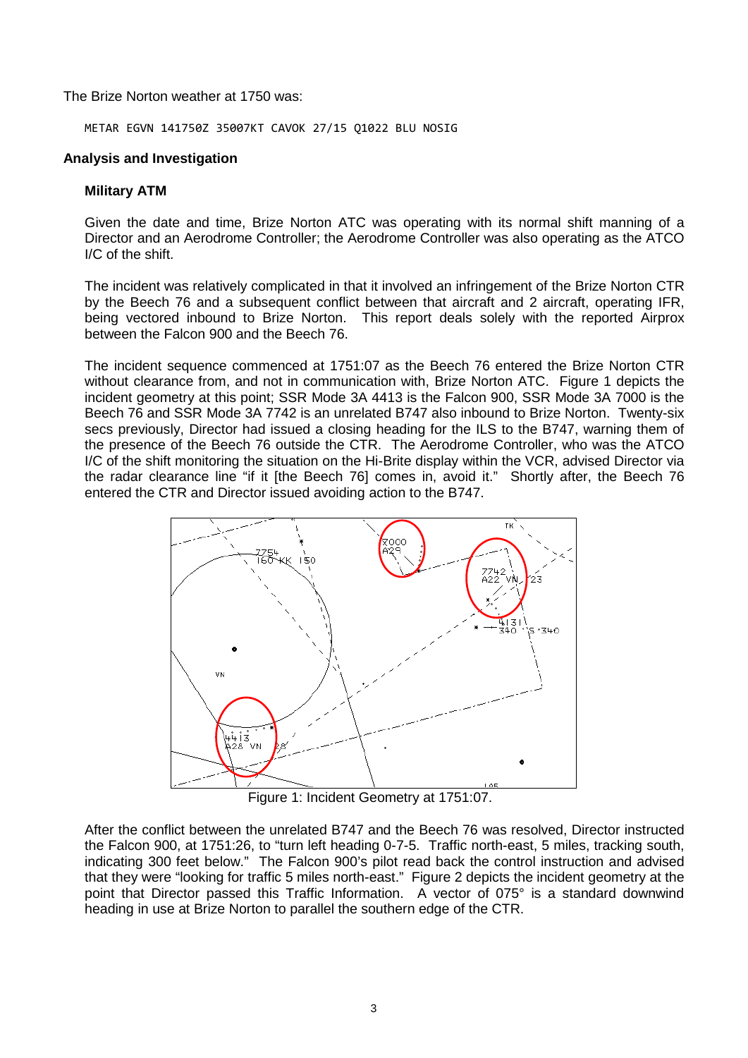The Brize Norton weather at 1750 was:

```
METAR EGVN 141750Z 35007KT CAVOK 27/15 Q1022 BLU NOSIG
```

**Analysis and Investigation**

**Military ATM**

Given the date and time, Brize Norton ATC was operating with its normal shift manning of a Director and an Aerodrome Controller; the Aerodrome Controller was also operating as the ATCO I/C of the shift.

The incident was relatively complicated in that it involved an infringement of the Brize Norton CTR by the Beech 76 and a subsequent conflict between that aircraft and 2 aircraft, operating IFR, being vectored inbound to Brize Norton. This report deals solely with the reported Airprox between the Falcon 900 and the Beech 76.

The incident sequence commenced at 1751:07 as the Beech 76 entered the Brize Norton CTR without clearance from, and not in communication with, Brize Norton ATC. Figure 1 depicts the incident geometry at this point; SSR Mode 3A 4413 is the Falcon 900, SSR Mode 3A 7000 is the Beech 76 and SSR Mode 3A 7742 is an unrelated B747 also inbound to Brize Norton. Twenty-six secs previously, Director had issued a closing heading for the ILS to the B747, warning them of the presence of the Beech 76 outside the CTR. The Aerodrome Controller, who was the ATCO I/C of the shift monitoring the situation on the Hi-Brite display within the VCR, advised Director via the radar clearance line "if it [the Beech 76] comes in, avoid it." Shortly after, the Beech 76 entered the CTR and Director issued avoiding action to the B747.

Figure 1: Incident Geometry at 1751:07.

After the conflict between the unrelated B747 and the Beech 76 was resolved, Director instructed the Falcon 900, at 1751:26, to "turn left heading 0-7-5. Traffic north-east, 5 miles, tracking south, indicating 300 feet below." The Falcon 900's pilot read back the control instruction and advised that they were "looking for traffic 5 miles north-east." Figure 2 depicts the incident geometry at the point that Director passed this Traffic Information. A vector of 075° is a standard downwind heading in use at Brize Norton to parallel the southern edge of the CTR.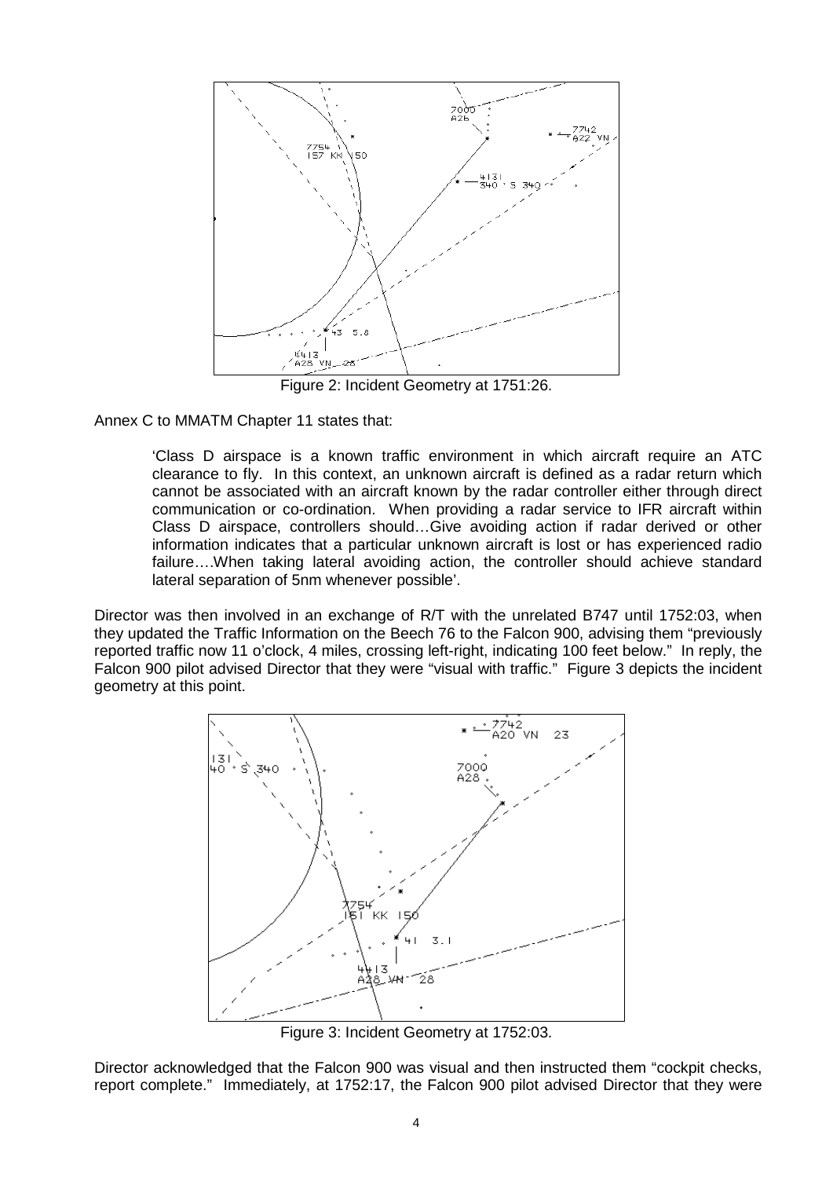Figure 2: Incident Geometry at 1751:26.

Annex C to MMATM Chapter 11 states that:

> 'Class D airspace is a known traffic environment in which aircraft require an ATC clearance to fly. In this context, an unknown aircraft is defined as a radar return which cannot be associated with an aircraft known by the radar controller either through direct communication or co-ordination. When providing a radar service to IFR aircraft within Class D airspace, controllers should…Give avoiding action if radar derived or other information indicates that a particular unknown aircraft is lost or has experienced radio failure….When taking lateral avoiding action, the controller should achieve standard lateral separation of 5nm whenever possible'.

Director was then involved in an exchange of R/T with the unrelated B747 until 1752:03, when they updated the Traffic Information on the Beech 76 to the Falcon 900, advising them "previously reported traffic now 11 o'clock, 4 miles, crossing left-right, indicating 100 feet below." In reply, the Falcon 900 pilot advised Director that they were "visual with traffic." Figure 3 depicts the incident geometry at this point.

Figure 3: Incident Geometry at 1752:03.

Director acknowledged that the Falcon 900 was visual and then instructed them "cockpit checks, report complete." Immediately, at 1752:17, the Falcon 900 pilot advised Director that they were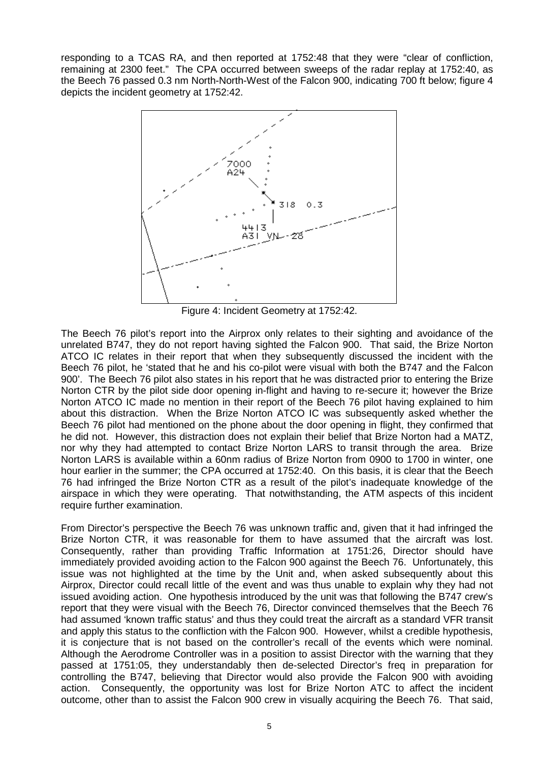responding to a TCAS RA, and then reported at 1752:48 that they were "clear of confliction, remaining at 2300 feet." The CPA occurred between sweeps of the radar replay at 1752:40, as the Beech 76 passed 0.3 nm North-North-West of the Falcon 900, indicating 700 ft below; figure 4 depicts the incident geometry at 1752:42.

Figure 4: Incident Geometry at 1752:42.

The Beech 76 pilot's report into the Airprox only relates to their sighting and avoidance of the unrelated B747, they do not report having sighted the Falcon 900. That said, the Brize Norton ATCO IC relates in their report that when they subsequently discussed the incident with the Beech 76 pilot, he 'stated that he and his co-pilot were visual with both the B747 and the Falcon 900'. The Beech 76 pilot also states in his report that he was distracted prior to entering the Brize Norton CTR by the pilot side door opening in-flight and having to re-secure it; however the Brize Norton ATCO IC made no mention in their report of the Beech 76 pilot having explained to him about this distraction. When the Brize Norton ATCO IC was subsequently asked whether the Beech 76 pilot had mentioned on the phone about the door opening in flight, they confirmed that he did not. However, this distraction does not explain their belief that Brize Norton had a MATZ, nor why they had attempted to contact Brize Norton LARS to transit through the area. Brize Norton LARS is available within a 60nm radius of Brize Norton from 0900 to 1700 in winter, one hour earlier in the summer; the CPA occurred at 1752:40. On this basis, it is clear that the Beech 76 had infringed the Brize Norton CTR as a result of the pilot's inadequate knowledge of the airspace in which they were operating. That notwithstanding, the ATM aspects of this incident require further examination.

From Director's perspective the Beech 76 was unknown traffic and, given that it had infringed the Brize Norton CTR, it was reasonable for them to have assumed that the aircraft was lost. Consequently, rather than providing Traffic Information at 1751:26, Director should have immediately provided avoiding action to the Falcon 900 against the Beech 76. Unfortunately, this issue was not highlighted at the time by the Unit and, when asked subsequently about this Airprox, Director could recall little of the event and was thus unable to explain why they had not issued avoiding action. One hypothesis introduced by the unit was that following the B747 crew's report that they were visual with the Beech 76, Director convinced themselves that the Beech 76 had assumed 'known traffic status' and thus they could treat the aircraft as a standard VFR transit and apply this status to the confliction with the Falcon 900. However, whilst a credible hypothesis, it is conjecture that is not based on the controller's recall of the events which were nominal. Although the Aerodrome Controller was in a position to assist Director with the warning that they passed at 1751:05, they understandably then de-selected Director's freq in preparation for controlling the B747, believing that Director would also provide the Falcon 900 with avoiding action. Consequently, the opportunity was lost for Brize Norton ATC to affect the incident outcome, other than to assist the Falcon 900 crew in visually acquiring the Beech 76. That said,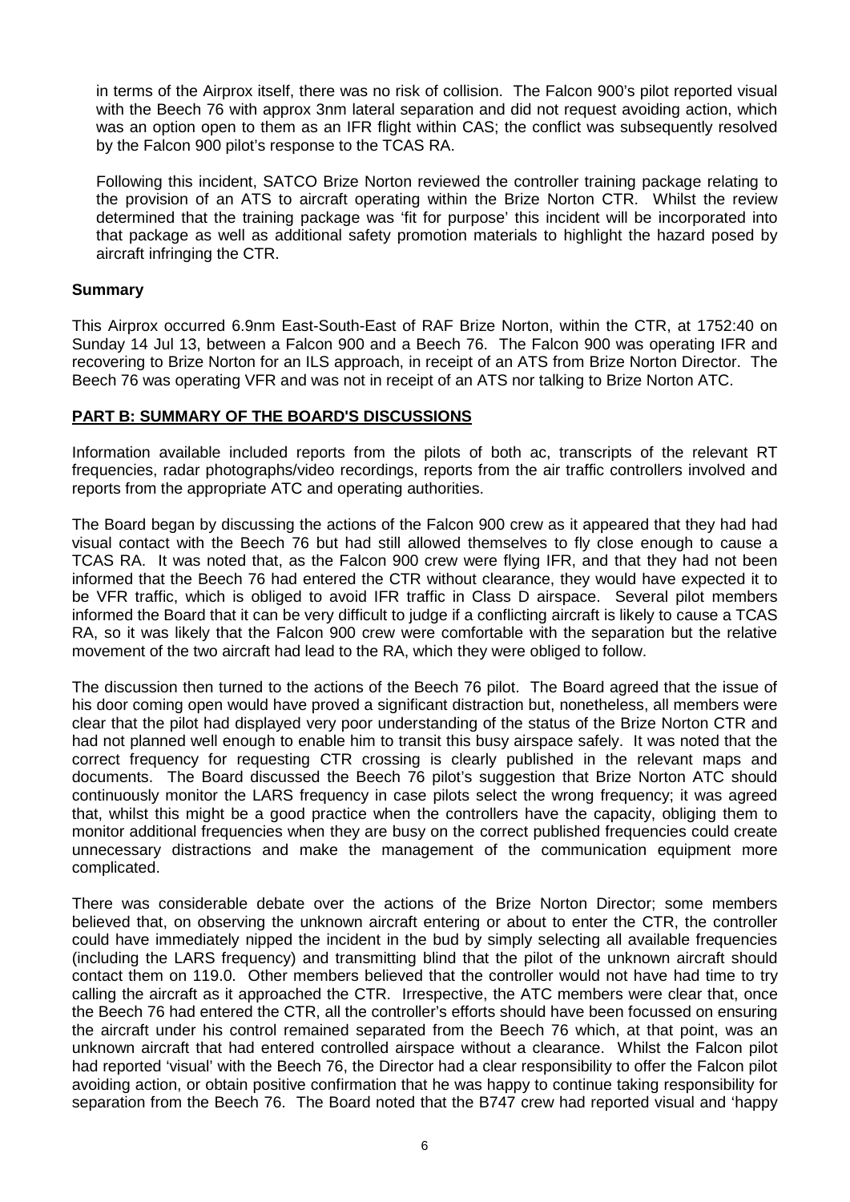in terms of the Airprox itself, there was no risk of collision. The Falcon 900's pilot reported visual with the Beech 76 with approx 3nm lateral separation and did not request avoiding action, which was an option open to them as an IFR flight within CAS; the conflict was subsequently resolved by the Falcon 900 pilot's response to the TCAS RA.

Following this incident, SATCO Brize Norton reviewed the controller training package relating to the provision of an ATS to aircraft operating within the Brize Norton CTR. Whilst the review determined that the training package was 'fit for purpose' this incident will be incorporated into that package as well as additional safety promotion materials to highlight the hazard posed by aircraft infringing the CTR.

## Summary

This Airprox occurred 6.9nm East-South-East of RAF Brize Norton, within the CTR, at 1752:40 on Sunday 14 Jul 13, between a Falcon 900 and a Beech 76. The Falcon 900 was operating IFR and recovering to Brize Norton for an ILS approach, in receipt of an ATS from Brize Norton Director. The Beech 76 was operating VFR and was not in receipt of an ATS nor talking to Brize Norton ATC.

## PART B: SUMMARY OF THE BOARD'S DISCUSSIONS

Information available included reports from the pilots of both ac, transcripts of the relevant RT frequencies, radar photographs/video recordings, reports from the air traffic controllers involved and reports from the appropriate ATC and operating authorities.

The Board began by discussing the actions of the Falcon 900 crew as it appeared that they had had visual contact with the Beech 76 but had still allowed themselves to fly close enough to cause a TCAS RA. It was noted that, as the Falcon 900 crew were flying IFR, and that they had not been informed that the Beech 76 had entered the CTR without clearance, they would have expected it to be VFR traffic, which is obliged to avoid IFR traffic in Class D airspace. Several pilot members informed the Board that it can be very difficult to judge if a conflicting aircraft is likely to cause a TCAS RA, so it was likely that the Falcon 900 crew were comfortable with the separation but the relative movement of the two aircraft had lead to the RA, which they were obliged to follow.

The discussion then turned to the actions of the Beech 76 pilot. The Board agreed that the issue of his door coming open would have proved a significant distraction but, nonetheless, all members were clear that the pilot had displayed very poor understanding of the status of the Brize Norton CTR and had not planned well enough to enable him to transit this busy airspace safely. It was noted that the correct frequency for requesting CTR crossing is clearly published in the relevant maps and documents. The Board discussed the Beech 76 pilot's suggestion that Brize Norton ATC should continuously monitor the LARS frequency in case pilots select the wrong frequency; it was agreed that, whilst this might be a good practice when the controllers have the capacity, obliging them to monitor additional frequencies when they are busy on the correct published frequencies could create unnecessary distractions and make the management of the communication equipment more complicated.

There was considerable debate over the actions of the Brize Norton Director; some members believed that, on observing the unknown aircraft entering or about to enter the CTR, the controller could have immediately nipped the incident in the bud by simply selecting all available frequencies (including the LARS frequency) and transmitting blind that the pilot of the unknown aircraft should contact them on 119.0. Other members believed that the controller would not have had time to try calling the aircraft as it approached the CTR. Irrespective, the ATC members were clear that, once the Beech 76 had entered the CTR, all the controller's efforts should have been focussed on ensuring the aircraft under his control remained separated from the Beech 76 which, at that point, was an unknown aircraft that had entered controlled airspace without a clearance. Whilst the Falcon pilot had reported 'visual' with the Beech 76, the Director had a clear responsibility to offer the Falcon pilot avoiding action, or obtain positive confirmation that he was happy to continue taking responsibility for separation from the Beech 76. The Board noted that the B747 crew had reported visual and 'happy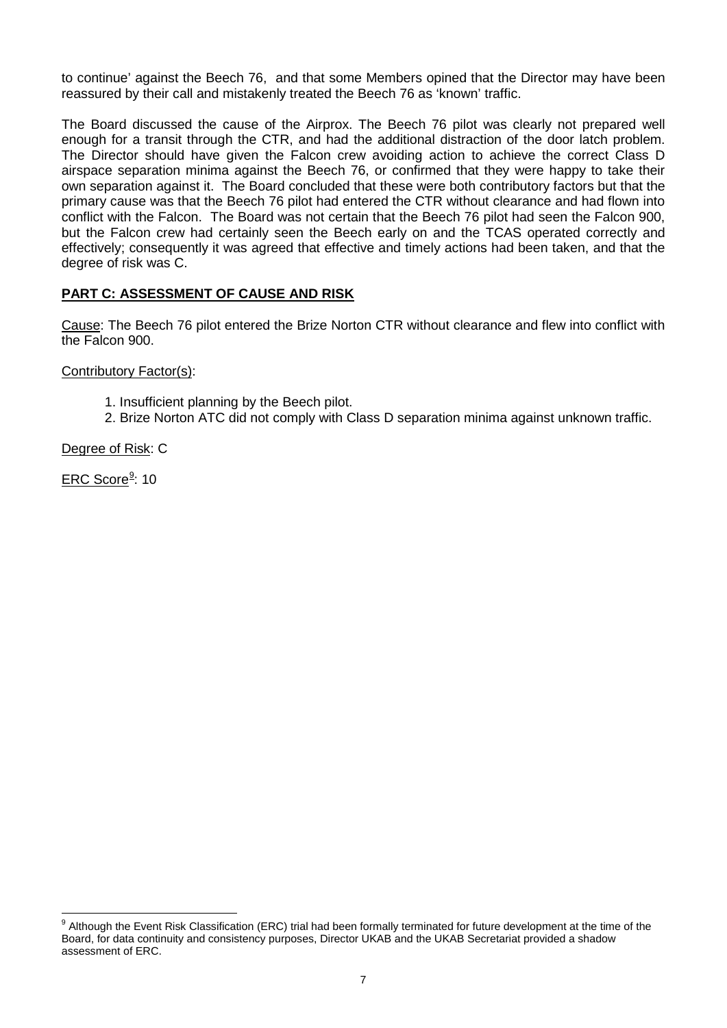to continue' against the Beech 76, and that some Members opined that the Director may have been reassured by their call and mistakenly treated the Beech 76 as 'known' traffic.

The Board discussed the cause of the Airprox. The Beech 76 pilot was clearly not prepared well enough for a transit through the CTR, and had the additional distraction of the door latch problem. The Director should have given the Falcon crew avoiding action to achieve the correct Class D airspace separation minima against the Beech 76, or confirmed that they were happy to take their own separation against it. The Board concluded that these were both contributory factors but that the primary cause was that the Beech 76 pilot had entered the CTR without clearance and had flown into conflict with the Falcon. The Board was not certain that the Beech 76 pilot had seen the Falcon 900, but the Falcon crew had certainly seen the Beech early on and the TCAS operated correctly and effectively; consequently it was agreed that effective and timely actions had been taken, and that the degree of risk was C.

## PART C: ASSESSMENT OF CAUSE AND RISK

Cause: The Beech 76 pilot entered the Brize Norton CTR without clearance and flew into conflict with the Falcon 900.

Contributory Factor(s):

1. Insufficient planning by the Beech pilot.
2. Brize Norton ATC did not comply with Class D separation minima against unknown traffic.

Degree of Risk: C

ERC Score[9]: 10

[9] Although the Event Risk Classification (ERC) trial had been formally terminated for future development at the time of the Board, for data continuity and consistency purposes, Director UKAB and the UKAB Secretariat provided a shadow assessment of ERC.